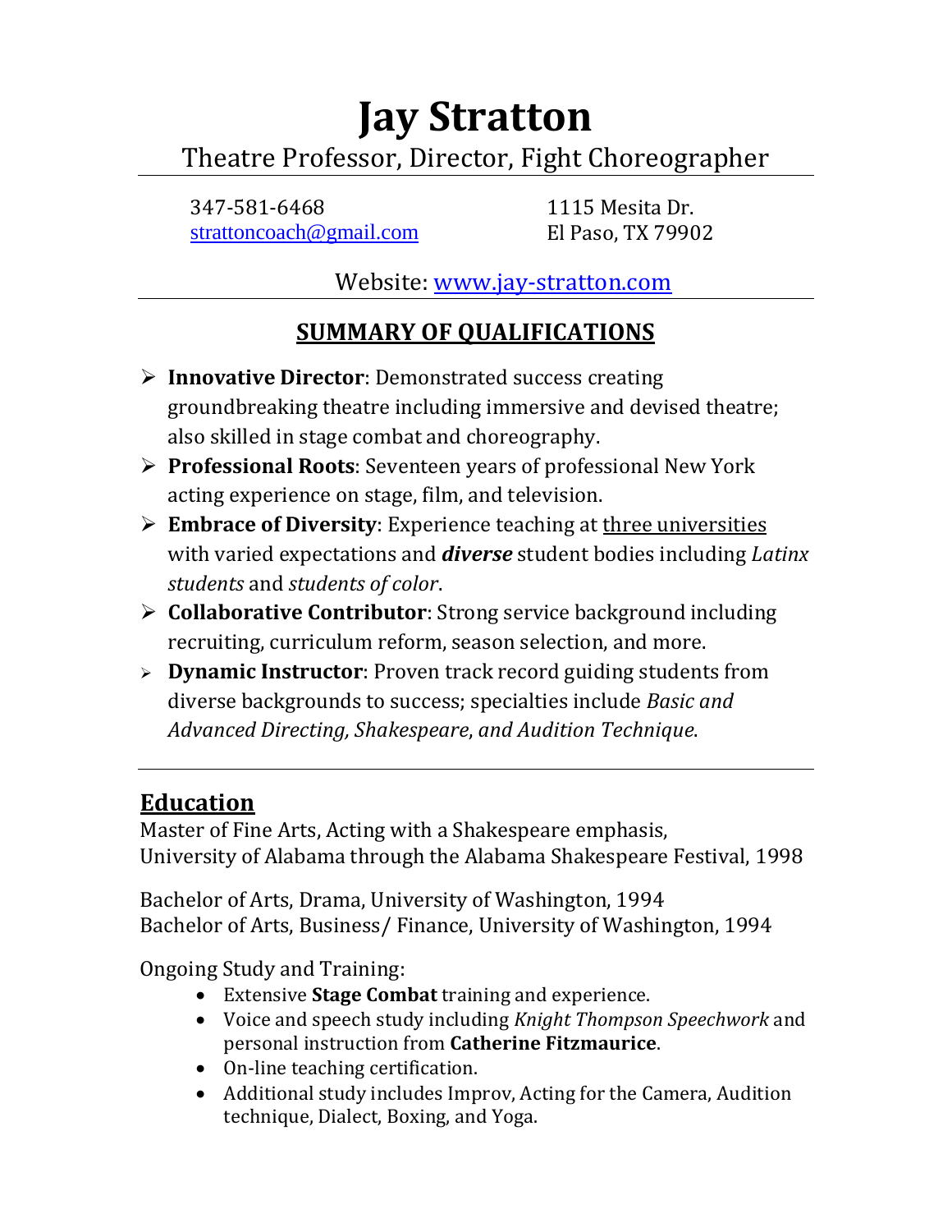# Jay Stratton

Theatre Professor, Director, Fight Choreographer

347-581-6468
strattoncoach@gmail.com

1115 Mesita Dr.
El Paso, TX 79902

Website: www.jay-stratton.com

## SUMMARY OF QUALIFICATIONS

- **Innovative Director**: Demonstrated success creating groundbreaking theatre including immersive and devised theatre; also skilled in stage combat and choreography.
- **Professional Roots**: Seventeen years of professional New York acting experience on stage, film, and television.
- **Embrace of Diversity**: Experience teaching at three universities with varied expectations and ***diverse*** student bodies including *Latinx students* and *students of color*.
- **Collaborative Contributor**: Strong service background including recruiting, curriculum reform, season selection, and more.
- **Dynamic Instructor**: Proven track record guiding students from diverse backgrounds to success; specialties include *Basic and Advanced Directing, Shakespeare*, *and Audition Technique*.

## Education

Master of Fine Arts, Acting with a Shakespeare emphasis,
University of Alabama through the Alabama Shakespeare Festival, 1998

Bachelor of Arts, Drama, University of Washington, 1994
Bachelor of Arts, Business/ Finance, University of Washington, 1994

Ongoing Study and Training:

- Extensive **Stage Combat** training and experience.
- Voice and speech study including *Knight Thompson Speechwork* and personal instruction from **Catherine Fitzmaurice**.
- On-line teaching certification.
- Additional study includes Improv, Acting for the Camera, Audition technique, Dialect, Boxing, and Yoga.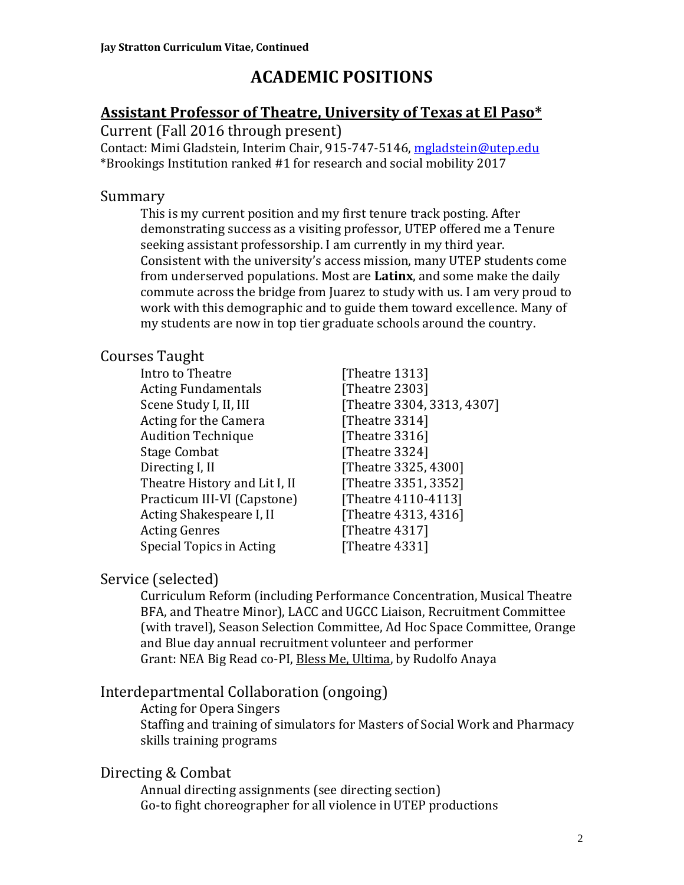# ACADEMIC POSITIONS

## Assistant Professor of Theatre, University of Texas at El Paso*

Current (Fall 2016 through present)
Contact: Mimi Gladstein, Interim Chair, 915-747-5146, mgladstein@utep.edu
*Brookings Institution ranked #1 for research and social mobility 2017

### Summary

This is my current position and my first tenure track posting. After demonstrating success as a visiting professor, UTEP offered me a Tenure seeking assistant professorship. I am currently in my third year. Consistent with the university's access mission, many UTEP students come from underserved populations. Most are **Latinx**, and some make the daily commute across the bridge from Juarez to study with us. I am very proud to work with this demographic and to guide them toward excellence. Many of my students are now in top tier graduate schools around the country.

### Courses Taught

| | |
|---|---|
| Intro to Theatre | [Theatre 1313] |
| Acting Fundamentals | [Theatre 2303] |
| Scene Study I, II, III | [Theatre 3304, 3313, 4307] |
| Acting for the Camera | [Theatre 3314] |
| Audition Technique | [Theatre 3316] |
| Stage Combat | [Theatre 3324] |
| Directing I, II | [Theatre 3325, 4300] |
| Theatre History and Lit I, II | [Theatre 3351, 3352] |
| Practicum III-VI (Capstone) | [Theatre 4110-4113] |
| Acting Shakespeare I, II | [Theatre 4313, 4316] |
| Acting Genres | [Theatre 4317] |
| Special Topics in Acting | [Theatre 4331] |

### Service (selected)

Curriculum Reform (including Performance Concentration, Musical Theatre BFA, and Theatre Minor), LACC and UGCC Liaison, Recruitment Committee (with travel), Season Selection Committee, Ad Hoc Space Committee, Orange and Blue day annual recruitment volunteer and performer
Grant: NEA Big Read co-PI, Bless Me, Ultima, by Rudolfo Anaya

### Interdepartmental Collaboration (ongoing)

Acting for Opera Singers
Staffing and training of simulators for Masters of Social Work and Pharmacy skills training programs

### Directing & Combat

Annual directing assignments (see directing section)
Go-to fight choreographer for all violence in UTEP productions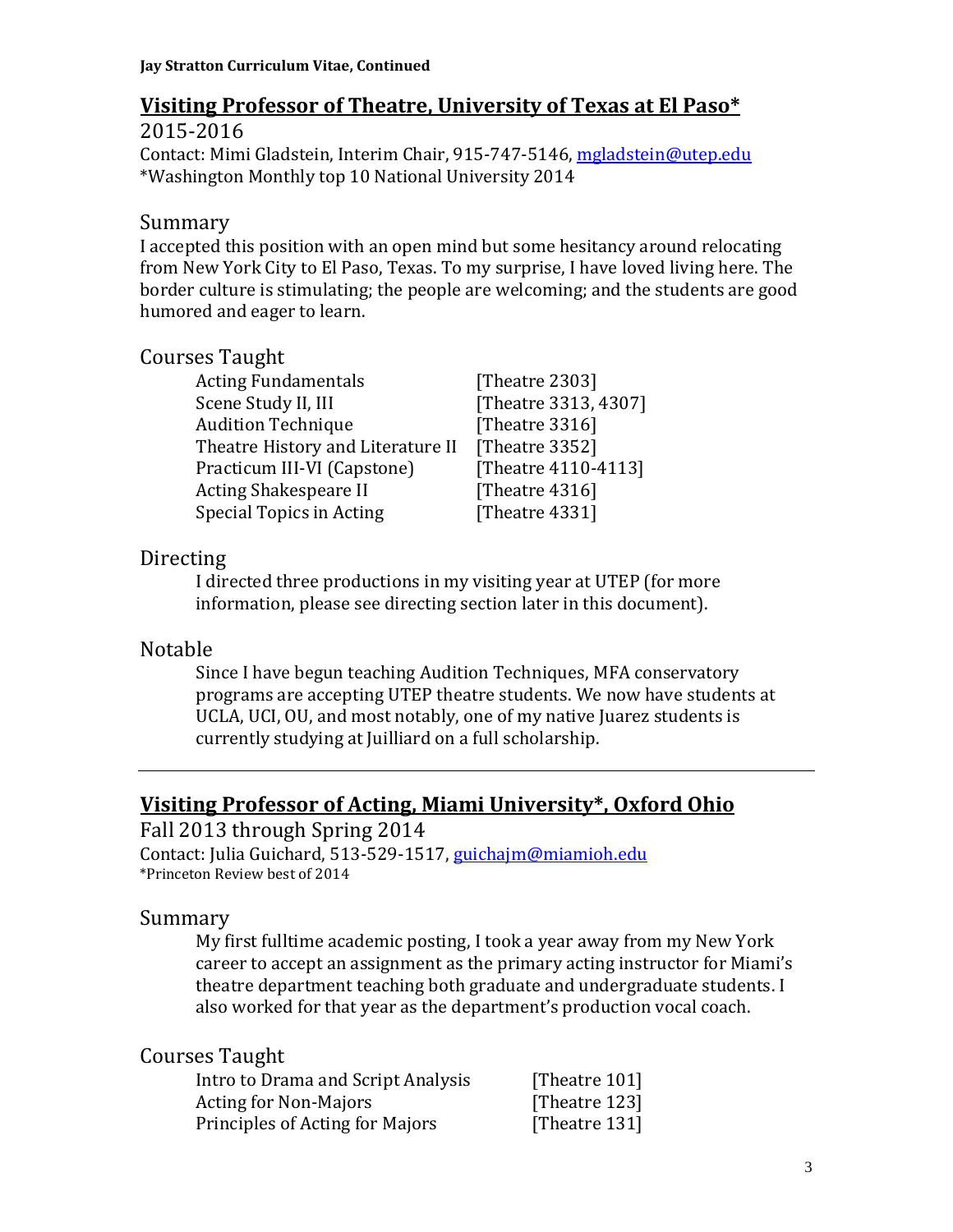## Visiting Professor of Theatre, University of Texas at El Paso*

2015-2016

Contact: Mimi Gladstein, Interim Chair, 915-747-5146, mgladstein@utep.edu

*Washington Monthly top 10 National University 2014

### Summary

I accepted this position with an open mind but some hesitancy around relocating from New York City to El Paso, Texas. To my surprise, I have loved living here. The border culture is stimulating; the people are welcoming; and the students are good humored and eager to learn.

### Courses Taught

| | |
|---|---|
| Acting Fundamentals | [Theatre 2303] |
| Scene Study II, III | [Theatre 3313, 4307] |
| Audition Technique | [Theatre 3316] |
| Theatre History and Literature II | [Theatre 3352] |
| Practicum III-VI (Capstone) | [Theatre 4110-4113] |
| Acting Shakespeare II | [Theatre 4316] |
| Special Topics in Acting | [Theatre 4331] |

### Directing

I directed three productions in my visiting year at UTEP (for more information, please see directing section later in this document).

### Notable

Since I have begun teaching Audition Techniques, MFA conservatory programs are accepting UTEP theatre students. We now have students at UCLA, UCI, OU, and most notably, one of my native Juarez students is currently studying at Juilliard on a full scholarship.

---

## Visiting Professor of Acting, Miami University*, Oxford Ohio

Fall 2013 through Spring 2014

Contact: Julia Guichard, 513-529-1517, guichajm@miamioh.edu

*Princeton Review best of 2014

### Summary

My first fulltime academic posting, I took a year away from my New York career to accept an assignment as the primary acting instructor for Miami's theatre department teaching both graduate and undergraduate students. I also worked for that year as the department's production vocal coach.

### Courses Taught

| | |
|---|---|
| Intro to Drama and Script Analysis | [Theatre 101] |
| Acting for Non-Majors | [Theatre 123] |
| Principles of Acting for Majors | [Theatre 131] |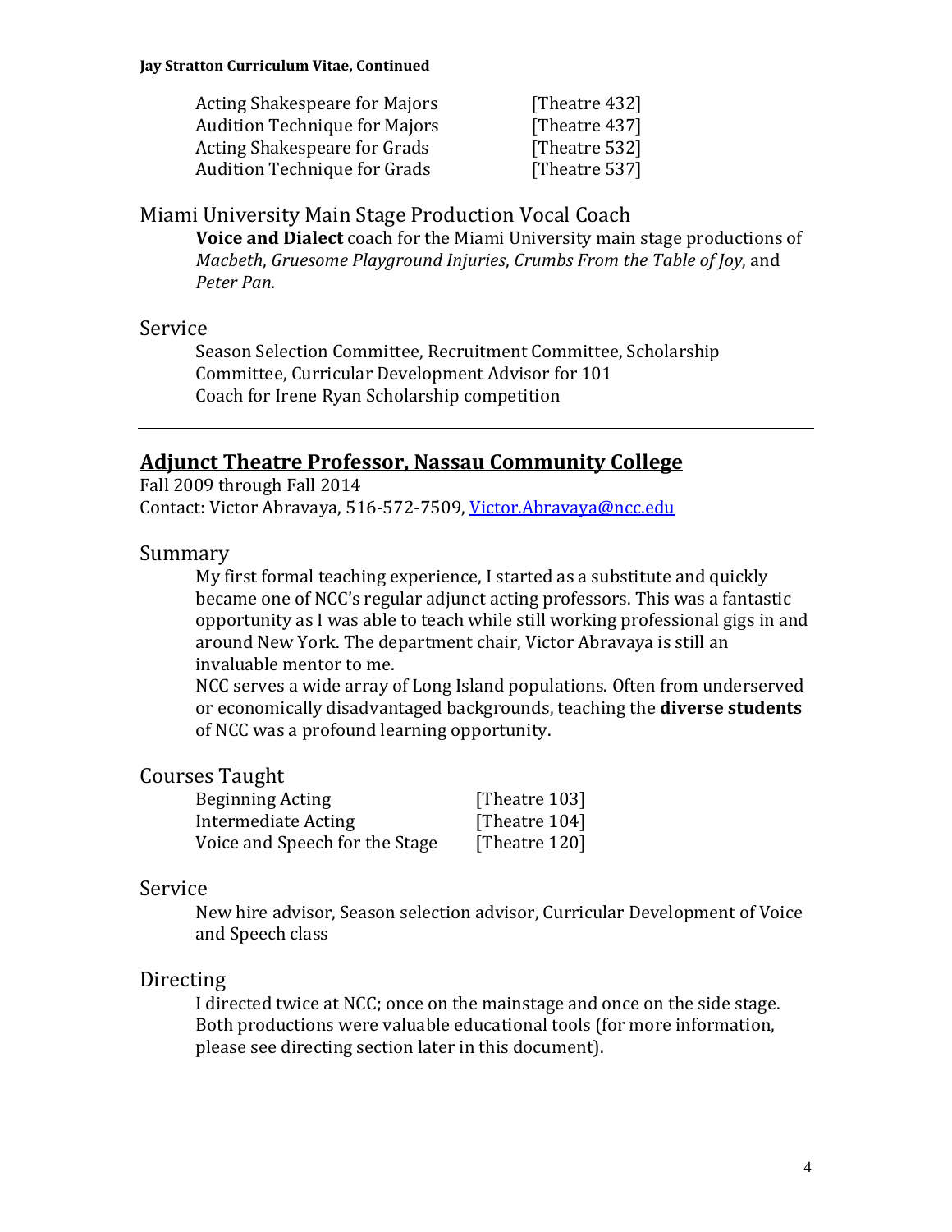| | |
|---|---|
| Acting Shakespeare for Majors | [Theatre 432] |
| Audition Technique for Majors | [Theatre 437] |
| Acting Shakespeare for Grads | [Theatre 532] |
| Audition Technique for Grads | [Theatre 537] |

### Miami University Main Stage Production Vocal Coach

**Voice and Dialect** coach for the Miami University main stage productions of *Macbeth*, *Gruesome Playground Injuries*, *Crumbs From the Table of Joy*, and *Peter Pan*.

### Service

Season Selection Committee, Recruitment Committee, Scholarship Committee, Curricular Development Advisor for 101
Coach for Irene Ryan Scholarship competition

---

## Adjunct Theatre Professor, Nassau Community College

Fall 2009 through Fall 2014
Contact: Victor Abravaya, 516-572-7509, [Victor.Abravaya@ncc.edu](mailto:Victor.Abravaya@ncc.edu)

### Summary

My first formal teaching experience, I started as a substitute and quickly became one of NCC's regular adjunct acting professors. This was a fantastic opportunity as I was able to teach while still working professional gigs in and around New York. The department chair, Victor Abravaya is still an invaluable mentor to me.
NCC serves a wide array of Long Island populations. Often from underserved or economically disadvantaged backgrounds, teaching the **diverse students** of NCC was a profound learning opportunity.

### Courses Taught

| | |
|---|---|
| Beginning Acting | [Theatre 103] |
| Intermediate Acting | [Theatre 104] |
| Voice and Speech for the Stage | [Theatre 120] |

### Service

New hire advisor, Season selection advisor, Curricular Development of Voice and Speech class

### Directing

I directed twice at NCC; once on the mainstage and once on the side stage. Both productions were valuable educational tools (for more information, please see directing section later in this document).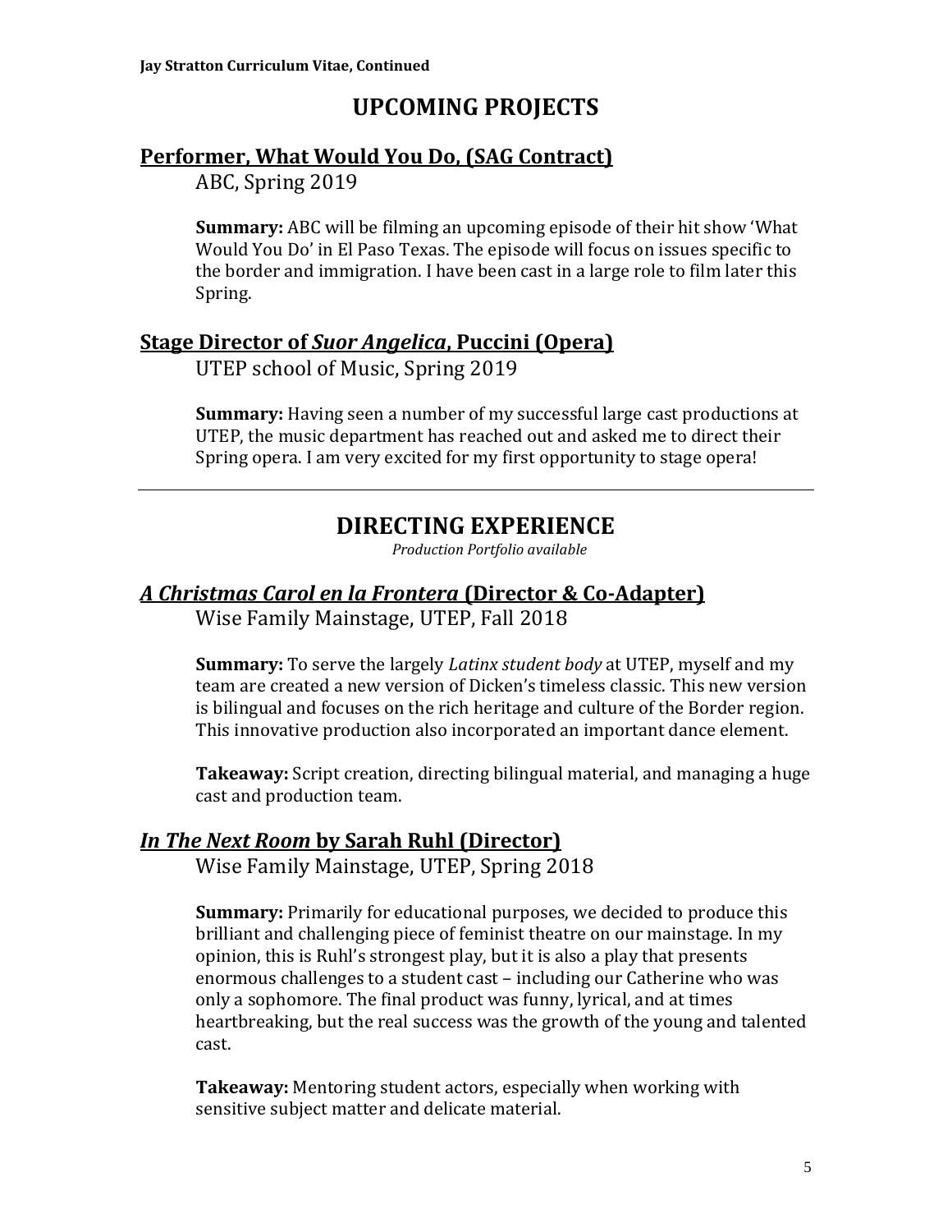# UPCOMING PROJECTS

## Performer, What Would You Do, (SAG Contract)

ABC, Spring 2019

**Summary:** ABC will be filming an upcoming episode of their hit show 'What Would You Do' in El Paso Texas. The episode will focus on issues specific to the border and immigration. I have been cast in a large role to film later this Spring.

## Stage Director of *Suor Angelica*, Puccini (Opera)

UTEP school of Music, Spring 2019

**Summary:** Having seen a number of my successful large cast productions at UTEP, the music department has reached out and asked me to direct their Spring opera. I am very excited for my first opportunity to stage opera!

---

# DIRECTING EXPERIENCE

*Production Portfolio available*

## *A Christmas Carol en la Frontera* (Director & Co-Adapter)

Wise Family Mainstage, UTEP, Fall 2018

**Summary:** To serve the largely *Latinx student body* at UTEP, myself and my team are created a new version of Dicken's timeless classic. This new version is bilingual and focuses on the rich heritage and culture of the Border region. This innovative production also incorporated an important dance element.

**Takeaway:** Script creation, directing bilingual material, and managing a huge cast and production team.

## *In The Next Room* by Sarah Ruhl (Director)

Wise Family Mainstage, UTEP, Spring 2018

**Summary:** Primarily for educational purposes, we decided to produce this brilliant and challenging piece of feminist theatre on our mainstage. In my opinion, this is Ruhl's strongest play, but it is also a play that presents enormous challenges to a student cast – including our Catherine who was only a sophomore. The final product was funny, lyrical, and at times heartbreaking, but the real success was the growth of the young and talented cast.

**Takeaway:** Mentoring student actors, especially when working with sensitive subject matter and delicate material.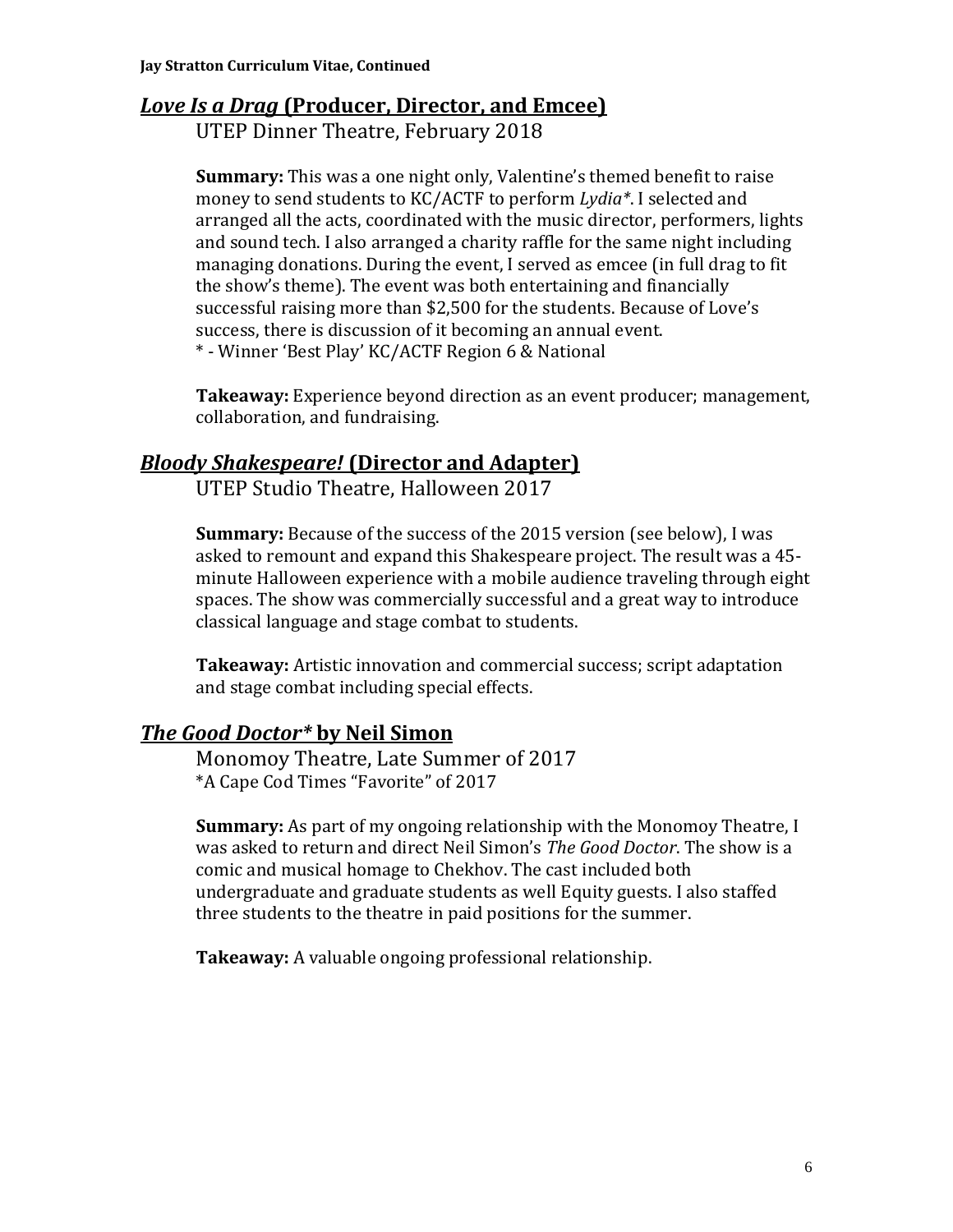## ***Love Is a Drag*** **(Producer, Director, and Emcee)**

UTEP Dinner Theatre, February 2018

**Summary:** This was a one night only, Valentine's themed benefit to raise money to send students to KC/ACTF to perform *Lydia*\*. I selected and arranged all the acts, coordinated with the music director, performers, lights and sound tech. I also arranged a charity raffle for the same night including managing donations. During the event, I served as emcee (in full drag to fit the show's theme). The event was both entertaining and financially successful raising more than $2,500 for the students. Because of Love's success, there is discussion of it becoming an annual event.
\* - Winner 'Best Play' KC/ACTF Region 6 & National

**Takeaway:** Experience beyond direction as an event producer; management, collaboration, and fundraising.

## ***Bloody Shakespeare!*** **(Director and Adapter)**

UTEP Studio Theatre, Halloween 2017

**Summary:** Because of the success of the 2015 version (see below), I was asked to remount and expand this Shakespeare project. The result was a 45-minute Halloween experience with a mobile audience traveling through eight spaces. The show was commercially successful and a great way to introduce classical language and stage combat to students.

**Takeaway:** Artistic innovation and commercial success; script adaptation and stage combat including special effects.

## ***The Good Doctor\**** **by Neil Simon**

Monomoy Theatre, Late Summer of 2017
\*A Cape Cod Times "Favorite" of 2017

**Summary:** As part of my ongoing relationship with the Monomoy Theatre, I was asked to return and direct Neil Simon's *The Good Doctor*. The show is a comic and musical homage to Chekhov. The cast included both undergraduate and graduate students as well Equity guests. I also staffed three students to the theatre in paid positions for the summer.

**Takeaway:** A valuable ongoing professional relationship.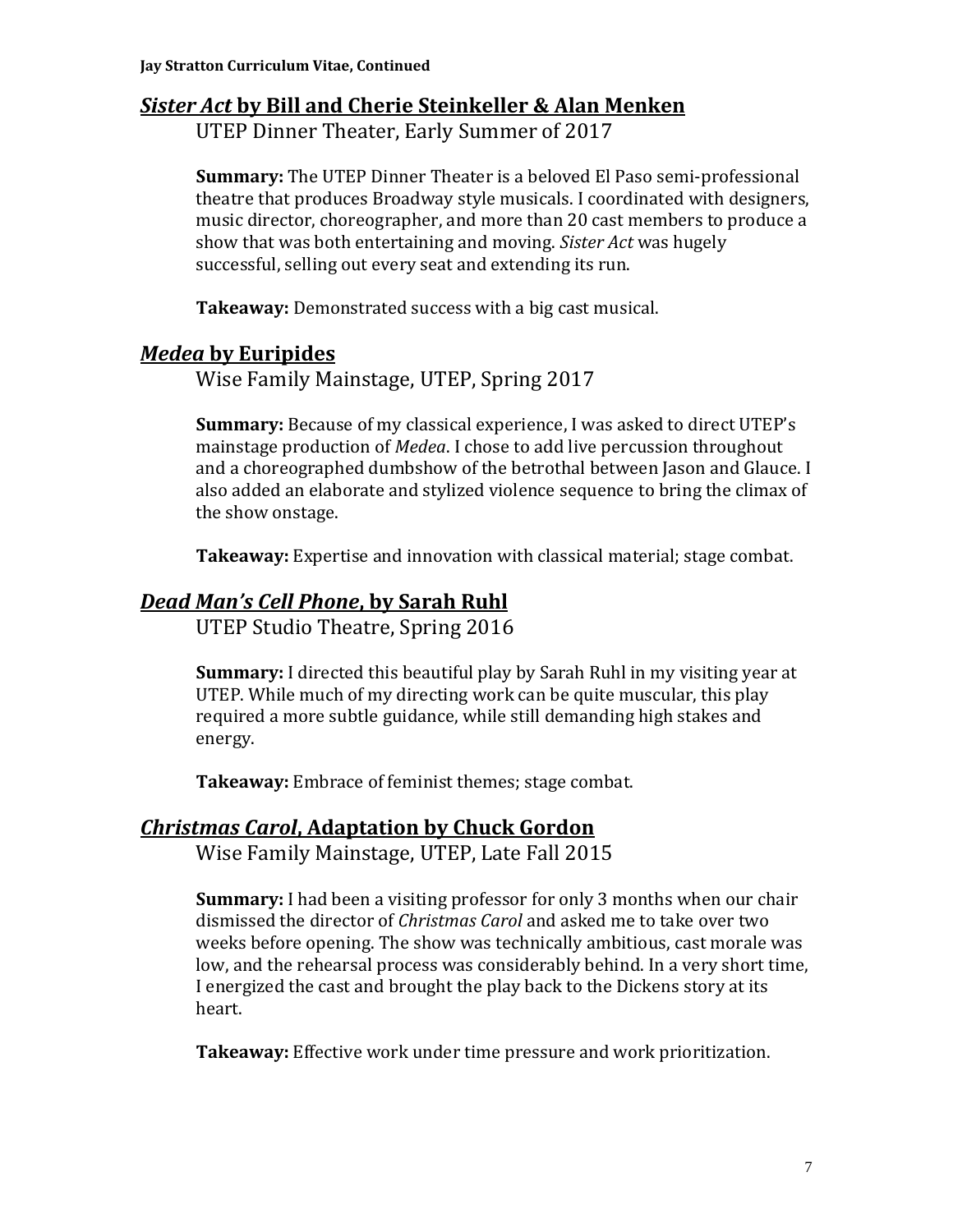## ***Sister Act* by Bill and Cherie Steinkeller & Alan Menken**

UTEP Dinner Theater, Early Summer of 2017

**Summary:** The UTEP Dinner Theater is a beloved El Paso semi-professional theatre that produces Broadway style musicals. I coordinated with designers, music director, choreographer, and more than 20 cast members to produce a show that was both entertaining and moving. *Sister Act* was hugely successful, selling out every seat and extending its run.

**Takeaway:** Demonstrated success with a big cast musical.

## ***Medea* by Euripides**

Wise Family Mainstage, UTEP, Spring 2017

**Summary:** Because of my classical experience, I was asked to direct UTEP's mainstage production of *Medea*. I chose to add live percussion throughout and a choreographed dumbshow of the betrothal between Jason and Glauce. I also added an elaborate and stylized violence sequence to bring the climax of the show onstage.

**Takeaway:** Expertise and innovation with classical material; stage combat.

## ***Dead Man's Cell Phone*, by Sarah Ruhl**

UTEP Studio Theatre, Spring 2016

**Summary:** I directed this beautiful play by Sarah Ruhl in my visiting year at UTEP. While much of my directing work can be quite muscular, this play required a more subtle guidance, while still demanding high stakes and energy.

**Takeaway:** Embrace of feminist themes; stage combat.

## ***Christmas Carol*, Adaptation by Chuck Gordon**

Wise Family Mainstage, UTEP, Late Fall 2015

**Summary:** I had been a visiting professor for only 3 months when our chair dismissed the director of *Christmas Carol* and asked me to take over two weeks before opening. The show was technically ambitious, cast morale was low, and the rehearsal process was considerably behind. In a very short time, I energized the cast and brought the play back to the Dickens story at its heart.

**Takeaway:** Effective work under time pressure and work prioritization.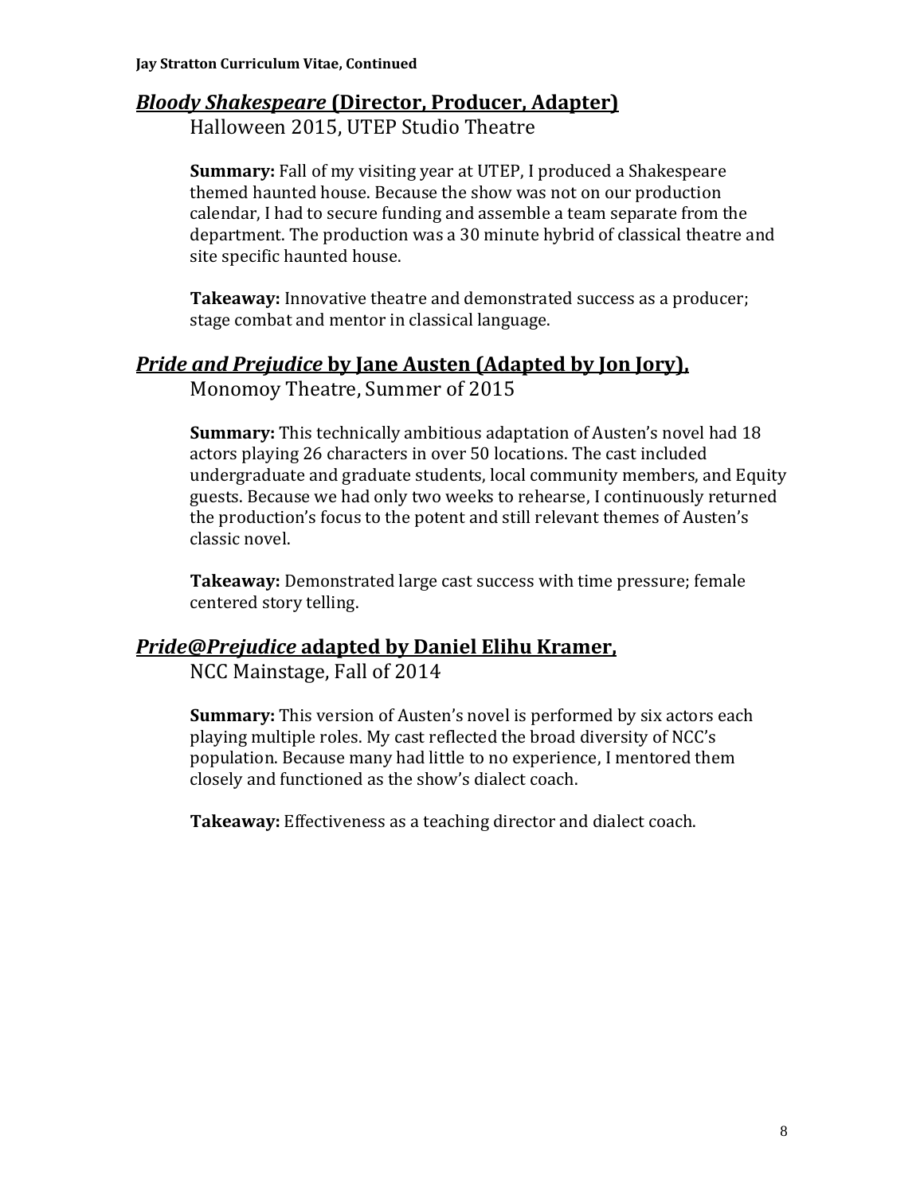## ***Bloody Shakespeare* (Director, Producer, Adapter)**

Halloween 2015, UTEP Studio Theatre

**Summary:** Fall of my visiting year at UTEP, I produced a Shakespeare themed haunted house. Because the show was not on our production calendar, I had to secure funding and assemble a team separate from the department. The production was a 30 minute hybrid of classical theatre and site specific haunted house.

**Takeaway:** Innovative theatre and demonstrated success as a producer; stage combat and mentor in classical language.

## ***Pride and Prejudice* by Jane Austen (Adapted by Jon Jory),**

Monomoy Theatre, Summer of 2015

**Summary:** This technically ambitious adaptation of Austen's novel had 18 actors playing 26 characters in over 50 locations. The cast included undergraduate and graduate students, local community members, and Equity guests. Because we had only two weeks to rehearse, I continuously returned the production's focus to the potent and still relevant themes of Austen's classic novel.

**Takeaway:** Demonstrated large cast success with time pressure; female centered story telling.

## ***Pride@Prejudice* adapted by Daniel Elihu Kramer,**

NCC Mainstage, Fall of 2014

**Summary:** This version of Austen's novel is performed by six actors each playing multiple roles. My cast reflected the broad diversity of NCC's population. Because many had little to no experience, I mentored them closely and functioned as the show's dialect coach.

**Takeaway:** Effectiveness as a teaching director and dialect coach.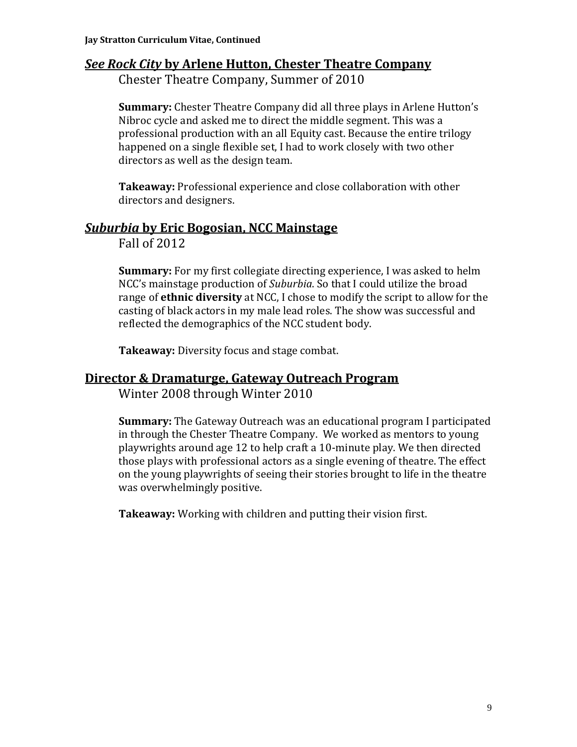## ***See Rock City* by Arlene Hutton, Chester Theatre Company**

Chester Theatre Company, Summer of 2010

**Summary:** Chester Theatre Company did all three plays in Arlene Hutton's Nibroc cycle and asked me to direct the middle segment. This was a professional production with an all Equity cast. Because the entire trilogy happened on a single flexible set, I had to work closely with two other directors as well as the design team.

**Takeaway:** Professional experience and close collaboration with other directors and designers.

## ***Suburbia* by Eric Bogosian, NCC Mainstage**

Fall of 2012

**Summary:** For my first collegiate directing experience, I was asked to helm NCC's mainstage production of *Suburbia*. So that I could utilize the broad range of **ethnic diversity** at NCC, I chose to modify the script to allow for the casting of black actors in my male lead roles. The show was successful and reflected the demographics of the NCC student body.

**Takeaway:** Diversity focus and stage combat.

## **Director & Dramaturge, Gateway Outreach Program**

Winter 2008 through Winter 2010

**Summary:** The Gateway Outreach was an educational program I participated in through the Chester Theatre Company. We worked as mentors to young playwrights around age 12 to help craft a 10-minute play. We then directed those plays with professional actors as a single evening of theatre. The effect on the young playwrights of seeing their stories brought to life in the theatre was overwhelmingly positive.

**Takeaway:** Working with children and putting their vision first.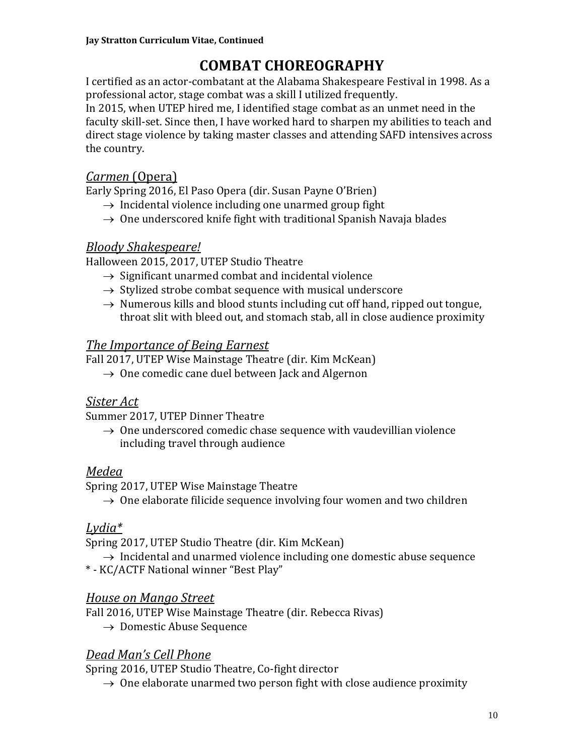# COMBAT CHOREOGRAPHY

I certified as an actor-combatant at the Alabama Shakespeare Festival in 1998. As a professional actor, stage combat was a skill I utilized frequently.
In 2015, when UTEP hired me, I identified stage combat as an unmet need in the faculty skill-set. Since then, I have worked hard to sharpen my abilities to teach and direct stage violence by taking master classes and attending SAFD intensives across the country.

## *Carmen* (Opera)

Early Spring 2016, El Paso Opera (dir. Susan Payne O'Brien)

- → Incidental violence including one unarmed group fight
- → One underscored knife fight with traditional Spanish Navaja blades

## *Bloody Shakespeare!*

Halloween 2015, 2017, UTEP Studio Theatre

- → Significant unarmed combat and incidental violence
- → Stylized strobe combat sequence with musical underscore
- → Numerous kills and blood stunts including cut off hand, ripped out tongue, throat slit with bleed out, and stomach stab, all in close audience proximity

## *The Importance of Being Earnest*

Fall 2017, UTEP Wise Mainstage Theatre (dir. Kim McKean)

- → One comedic cane duel between Jack and Algernon

## *Sister Act*

Summer 2017, UTEP Dinner Theatre

- → One underscored comedic chase sequence with vaudevillian violence including travel through audience

## *Medea*

Spring 2017, UTEP Wise Mainstage Theatre

- → One elaborate filicide sequence involving four women and two children

## *Lydia**

Spring 2017, UTEP Studio Theatre (dir. Kim McKean)

- → Incidental and unarmed violence including one domestic abuse sequence

* - KC/ACTF National winner "Best Play"

## *House on Mango Street*

Fall 2016, UTEP Wise Mainstage Theatre (dir. Rebecca Rivas)

- → Domestic Abuse Sequence

## *Dead Man's Cell Phone*

Spring 2016, UTEP Studio Theatre, Co-fight director

- → One elaborate unarmed two person fight with close audience proximity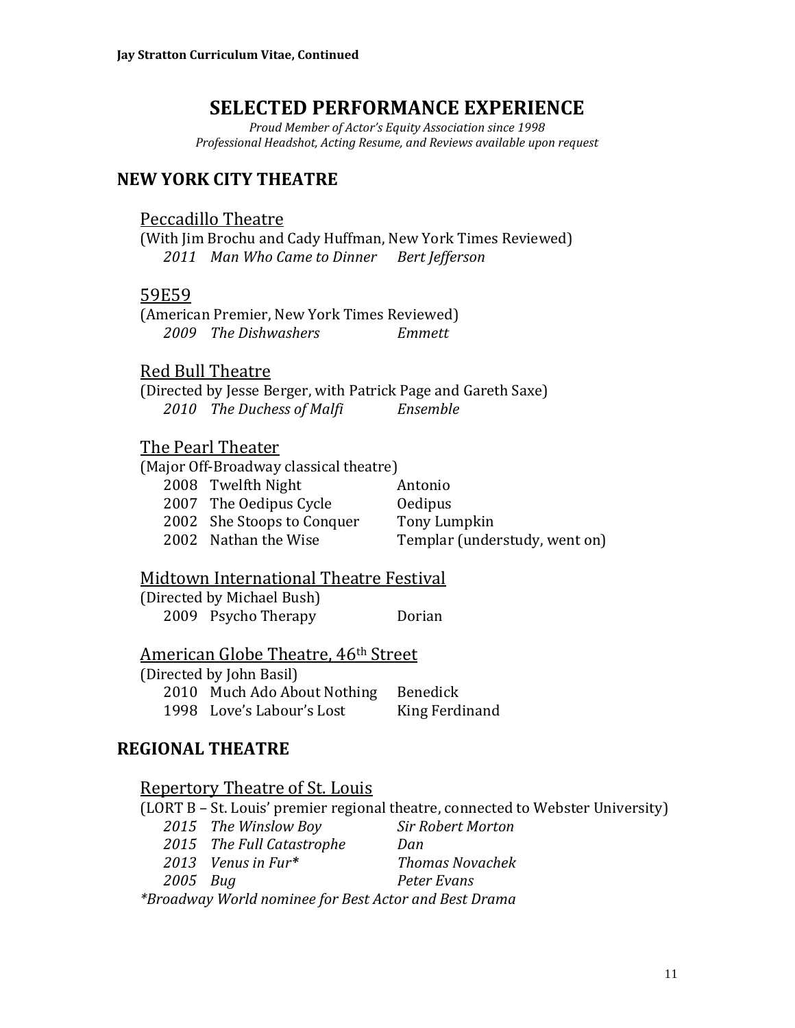# SELECTED PERFORMANCE EXPERIENCE

*Proud Member of Actor's Equity Association since 1998*
*Professional Headshot, Acting Resume, and Reviews available upon request*

## NEW YORK CITY THEATRE

### Peccadillo Theatre

(With Jim Brochu and Cady Huffman, New York Times Reviewed)

*2011 Man Who Came to Dinner Bert Jefferson*

### 59E59

(American Premier, New York Times Reviewed)

*2009 The Dishwashers Emmett*

### Red Bull Theatre

(Directed by Jesse Berger, with Patrick Page and Gareth Saxe)

*2010 The Duchess of Malfi Ensemble*

### The Pearl Theater

(Major Off-Broadway classical theatre)

| | | |
|---|---|---|
| 2008 | Twelfth Night | Antonio |
| 2007 | The Oedipus Cycle | Oedipus |
| 2002 | She Stoops to Conquer | Tony Lumpkin |
| 2002 | Nathan the Wise | Templar (understudy, went on) |

### Midtown International Theatre Festival

(Directed by Michael Bush)

2009 Psycho Therapy Dorian

### American Globe Theatre, 46th Street

(Directed by John Basil)

| | | |
|---|---|---|
| 2010 | Much Ado About Nothing | Benedick |
| 1998 | Love's Labour's Lost | King Ferdinand |

## REGIONAL THEATRE

### Repertory Theatre of St. Louis

(LORT B – St. Louis' premier regional theatre, connected to Webster University)

| | | |
|---|---|---|
| *2015* | *The Winslow Boy* | *Sir Robert Morton* |
| *2015* | *The Full Catastrophe* | *Dan* |
| *2013* | *Venus in Fur** | *Thomas Novachek* |
| *2005* | *Bug* | *Peter Evans* |

**Broadway World nominee for Best Actor and Best Drama*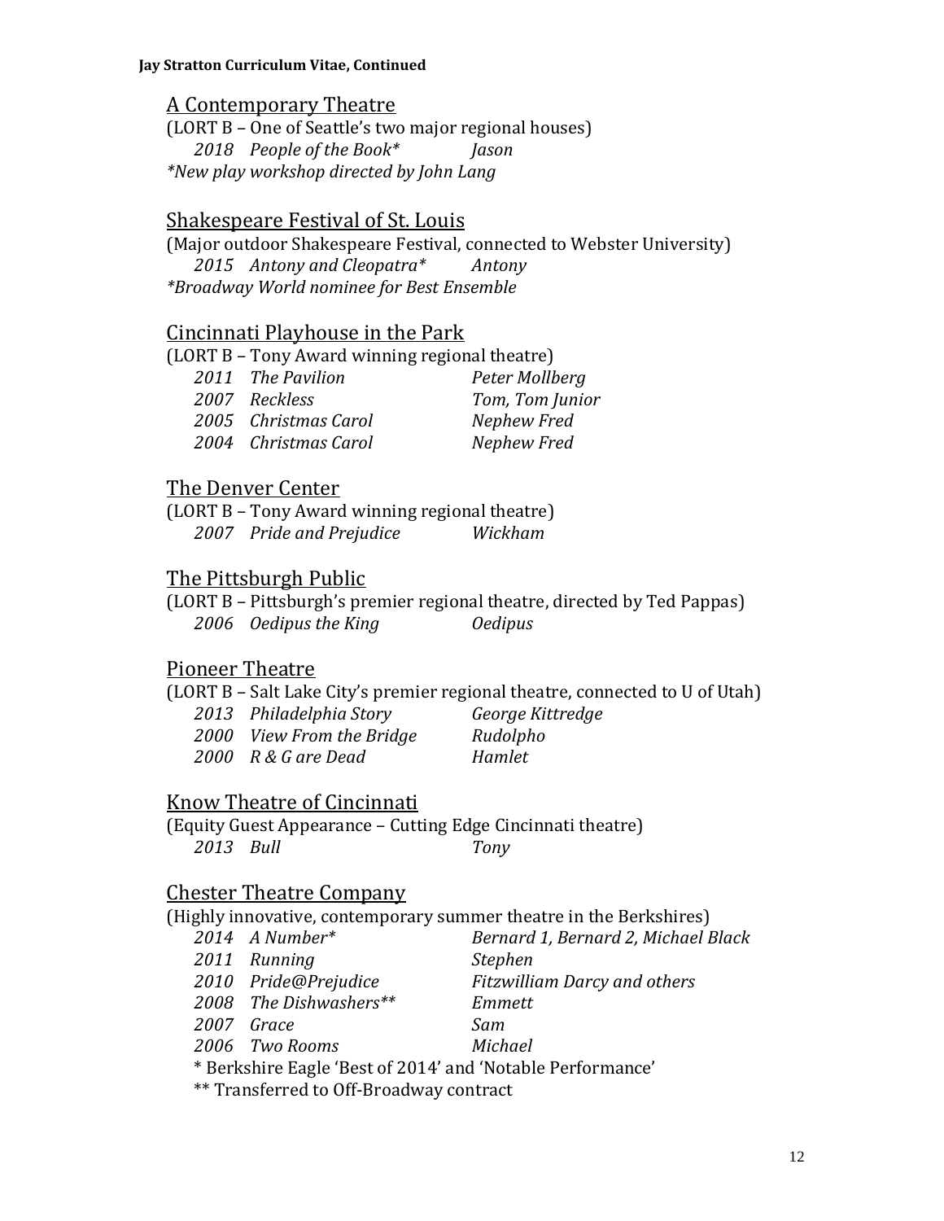## A Contemporary Theatre

(LORT B – One of Seattle's two major regional houses)

| | | |
|---|---|---|
| *2018* | *People of the Book** | *Jason* |

**New play workshop directed by John Lang*

## Shakespeare Festival of St. Louis

(Major outdoor Shakespeare Festival, connected to Webster University)

| | | |
|---|---|---|
| *2015* | *Antony and Cleopatra** | *Antony* |

**Broadway World nominee for Best Ensemble*

## Cincinnati Playhouse in the Park

(LORT B – Tony Award winning regional theatre)

| | | |
|---|---|---|
| *2011* | *The Pavilion* | *Peter Mollberg* |
| *2007* | *Reckless* | *Tom, Tom Junior* |
| *2005* | *Christmas Carol* | *Nephew Fred* |
| *2004* | *Christmas Carol* | *Nephew Fred* |

## The Denver Center

(LORT B – Tony Award winning regional theatre)

| | | |
|---|---|---|
| *2007* | *Pride and Prejudice* | *Wickham* |

## The Pittsburgh Public

(LORT B – Pittsburgh's premier regional theatre, directed by Ted Pappas)

| | | |
|---|---|---|
| *2006* | *Oedipus the King* | *Oedipus* |

## Pioneer Theatre

(LORT B – Salt Lake City's premier regional theatre, connected to U of Utah)

| | | |
|---|---|---|
| *2013* | *Philadelphia Story* | *George Kittredge* |
| *2000* | *View From the Bridge* | *Rudolpho* |
| *2000* | *R & G are Dead* | *Hamlet* |

## Know Theatre of Cincinnati

(Equity Guest Appearance – Cutting Edge Cincinnati theatre)

| | | |
|---|---|---|
| *2013* | *Bull* | *Tony* |

## Chester Theatre Company

(Highly innovative, contemporary summer theatre in the Berkshires)

| | | |
|---|---|---|
| *2014* | *A Number** | *Bernard 1, Bernard 2, Michael Black* |
| *2011* | *Running* | *Stephen* |
| *2010* | *Pride@Prejudice* | *Fitzwilliam Darcy and others* |
| *2008* | *The Dishwashers*** | *Emmett* |
| *2007* | *Grace* | *Sam* |
| *2006* | *Two Rooms* | *Michael* |

\* Berkshire Eagle 'Best of 2014' and 'Notable Performance'

** Transferred to Off-Broadway contract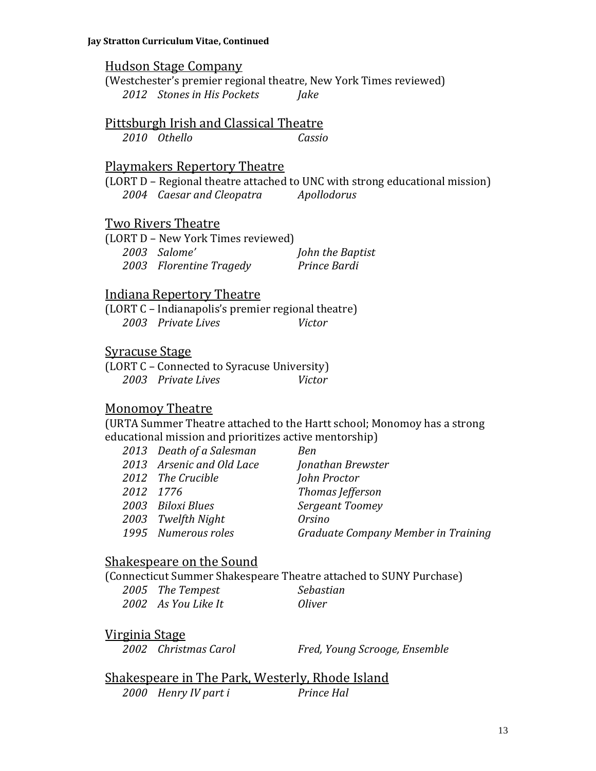## Hudson Stage Company

(Westchester's premier regional theatre, New York Times reviewed)

| | | |
|---|---|---|
| *2012* | *Stones in His Pockets* | *Jake* |

## Pittsburgh Irish and Classical Theatre

| | | |
|---|---|---|
| *2010* | *Othello* | *Cassio* |

## Playmakers Repertory Theatre

(LORT D – Regional theatre attached to UNC with strong educational mission)

| | | |
|---|---|---|
| *2004* | *Caesar and Cleopatra* | *Apollodorus* |

## Two Rivers Theatre

(LORT D – New York Times reviewed)

| | | |
|---|---|---|
| *2003* | *Salome'* | *John the Baptist* |
| *2003* | *Florentine Tragedy* | *Prince Bardi* |

## Indiana Repertory Theatre

(LORT C – Indianapolis's premier regional theatre)

| | | |
|---|---|---|
| *2003* | *Private Lives* | *Victor* |

## Syracuse Stage

(LORT C – Connected to Syracuse University)

| | | |
|---|---|---|
| *2003* | *Private Lives* | *Victor* |

## Monomoy Theatre

(URTA Summer Theatre attached to the Hartt school; Monomoy has a strong educational mission and prioritizes active mentorship)

| | | |
|---|---|---|
| *2013* | *Death of a Salesman* | *Ben* |
| *2013* | *Arsenic and Old Lace* | *Jonathan Brewster* |
| *2012* | *The Crucible* | *John Proctor* |
| *2012* | *1776* | *Thomas Jefferson* |
| *2003* | *Biloxi Blues* | *Sergeant Toomey* |
| *2003* | *Twelfth Night* | *Orsino* |
| *1995* | *Numerous roles* | *Graduate Company Member in Training* |

## Shakespeare on the Sound

(Connecticut Summer Shakespeare Theatre attached to SUNY Purchase)

| | | |
|---|---|---|
| *2005* | *The Tempest* | *Sebastian* |
| *2002* | *As You Like It* | *Oliver* |

## Virginia Stage

| | | |
|---|---|---|
| *2002* | *Christmas Carol* | *Fred, Young Scrooge, Ensemble* |

## Shakespeare in The Park, Westerly, Rhode Island

| | | |
|---|---|---|
| *2000* | *Henry IV part i* | *Prince Hal* |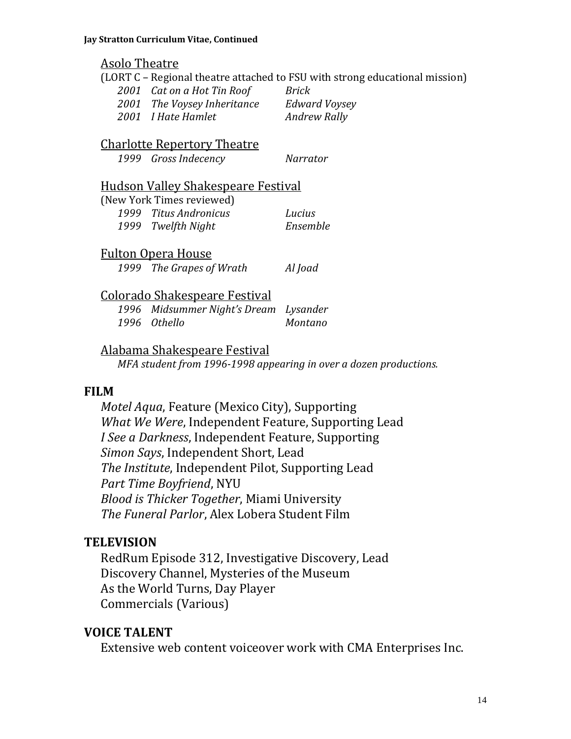Asolo Theatre

(LORT C – Regional theatre attached to FSU with strong educational mission)

| | | |
|---|---|---|
| *2001* | *Cat on a Hot Tin Roof* | *Brick* |
| *2001* | *The Voysey Inheritance* | *Edward Voysey* |
| *2001* | *I Hate Hamlet* | *Andrew Rally* |

Charlotte Repertory Theatre

| | | |
|---|---|---|
| *1999* | *Gross Indecency* | *Narrator* |

Hudson Valley Shakespeare Festival

(New York Times reviewed)

| | | |
|---|---|---|
| *1999* | *Titus Andronicus* | *Lucius* |
| *1999* | *Twelfth Night* | *Ensemble* |

Fulton Opera House

| | | |
|---|---|---|
| *1999* | *The Grapes of Wrath* | *Al Joad* |

Colorado Shakespeare Festival

| | | |
|---|---|---|
| *1996* | *Midsummer Night's Dream* | *Lysander* |
| *1996* | *Othello* | *Montano* |

Alabama Shakespeare Festival

*MFA student from 1996-1998 appearing in over a dozen productions.*

## FILM

*Motel Aqua*, Feature (Mexico City), Supporting
*What We Were*, Independent Feature, Supporting Lead
*I See a Darkness*, Independent Feature, Supporting
*Simon Says*, Independent Short, Lead
*The Institute*, Independent Pilot, Supporting Lead
*Part Time Boyfriend*, NYU
*Blood is Thicker Together*, Miami University
*The Funeral Parlor*, Alex Lobera Student Film

## TELEVISION

RedRum Episode 312, Investigative Discovery, Lead
Discovery Channel, Mysteries of the Museum
As the World Turns, Day Player
Commercials (Various)

## VOICE TALENT

Extensive web content voiceover work with CMA Enterprises Inc.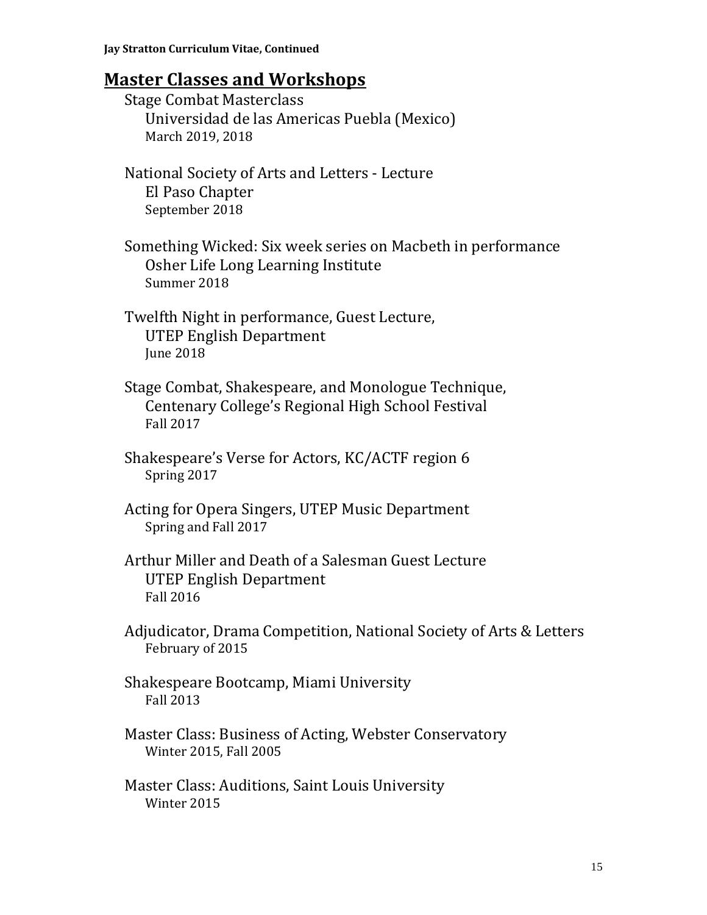## Master Classes and Workshops

Stage Combat Masterclass
Universidad de las Americas Puebla (Mexico)
March 2019, 2018

National Society of Arts and Letters - Lecture
El Paso Chapter
September 2018

Something Wicked: Six week series on Macbeth in performance
Osher Life Long Learning Institute
Summer 2018

Twelfth Night in performance, Guest Lecture,
UTEP English Department
June 2018

Stage Combat, Shakespeare, and Monologue Technique,
Centenary College's Regional High School Festival
Fall 2017

Shakespeare's Verse for Actors, KC/ACTF region 6
Spring 2017

Acting for Opera Singers, UTEP Music Department
Spring and Fall 2017

Arthur Miller and Death of a Salesman Guest Lecture
UTEP English Department
Fall 2016

Adjudicator, Drama Competition, National Society of Arts & Letters
February of 2015

Shakespeare Bootcamp, Miami University
Fall 2013

Master Class: Business of Acting, Webster Conservatory
Winter 2015, Fall 2005

Master Class: Auditions, Saint Louis University
Winter 2015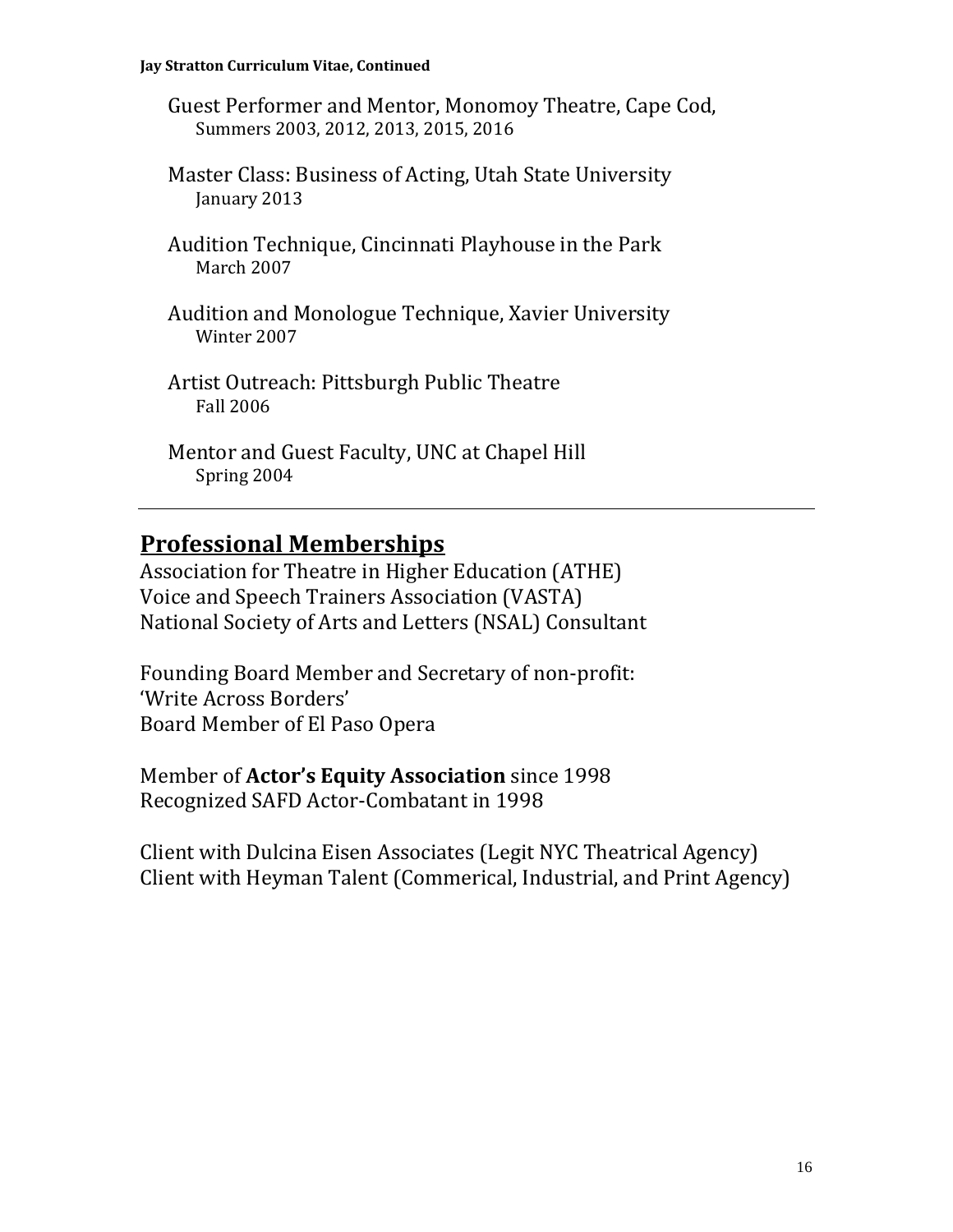Guest Performer and Mentor, Monomoy Theatre, Cape Cod,
Summers 2003, 2012, 2013, 2015, 2016

Master Class: Business of Acting, Utah State University
January 2013

Audition Technique, Cincinnati Playhouse in the Park
March 2007

Audition and Monologue Technique, Xavier University
Winter 2007

Artist Outreach: Pittsburgh Public Theatre
Fall 2006

Mentor and Guest Faculty, UNC at Chapel Hill
Spring 2004

---

## Professional Memberships

Association for Theatre in Higher Education (ATHE)
Voice and Speech Trainers Association (VASTA)
National Society of Arts and Letters (NSAL) Consultant

Founding Board Member and Secretary of non-profit:
'Write Across Borders'
Board Member of El Paso Opera

Member of **Actor's Equity Association** since 1998
Recognized SAFD Actor-Combatant in 1998

Client with Dulcina Eisen Associates (Legit NYC Theatrical Agency)
Client with Heyman Talent (Commerical, Industrial, and Print Agency)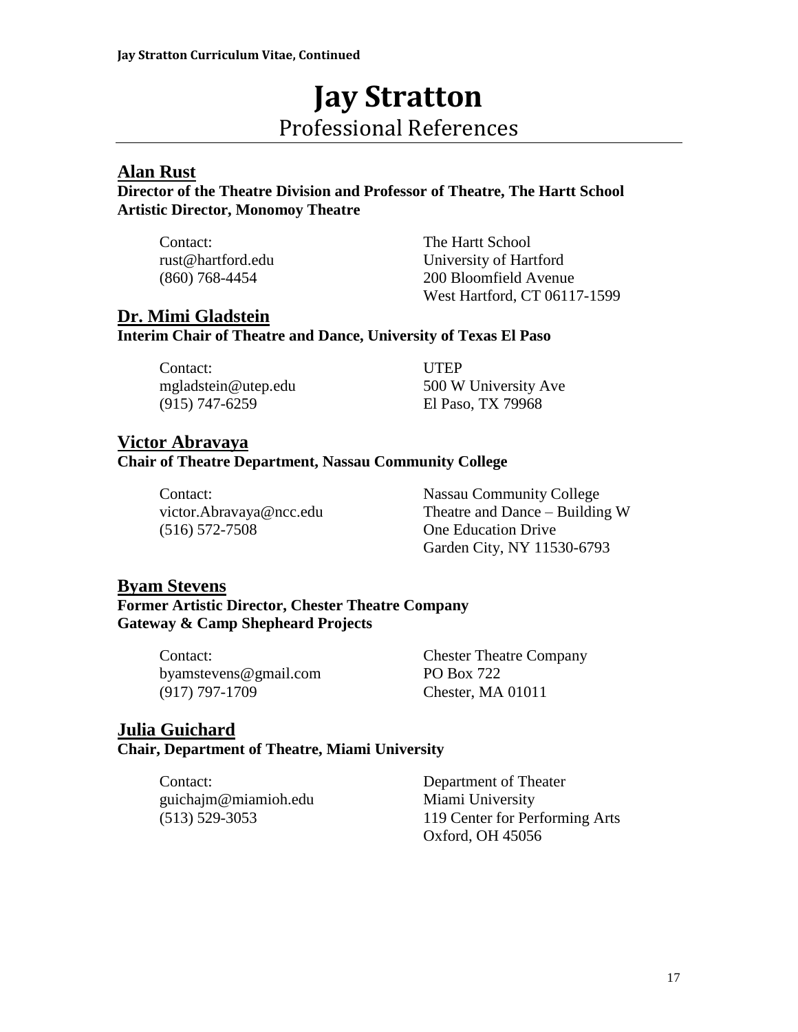# Jay Stratton

## Professional References

### Alan Rust

**Director of the Theatre Division and Professor of Theatre, The Hartt School**
**Artistic Director, Monomoy Theatre**

Contact:
rust@hartford.edu
(860) 768-4454

The Hartt School
University of Hartford
200 Bloomfield Avenue
West Hartford, CT 06117-1599

### Dr. Mimi Gladstein

**Interim Chair of Theatre and Dance, University of Texas El Paso**

Contact:
mgladstein@utep.edu
(915) 747-6259

UTEP
500 W University Ave
El Paso, TX 79968

### Victor Abravaya

**Chair of Theatre Department, Nassau Community College**

Contact:
victor.Abravaya@ncc.edu
(516) 572-7508

Nassau Community College
Theatre and Dance – Building W
One Education Drive
Garden City, NY 11530-6793

### Byam Stevens

**Former Artistic Director, Chester Theatre Company**
**Gateway & Camp Shepheard Projects**

Contact:
byamstevens@gmail.com
(917) 797-1709

Chester Theatre Company
PO Box 722
Chester, MA 01011

### Julia Guichard

**Chair, Department of Theatre, Miami University**

Contact:
guichajm@miamioh.edu
(513) 529-3053

Department of Theater
Miami University
119 Center for Performing Arts
Oxford, OH 45056